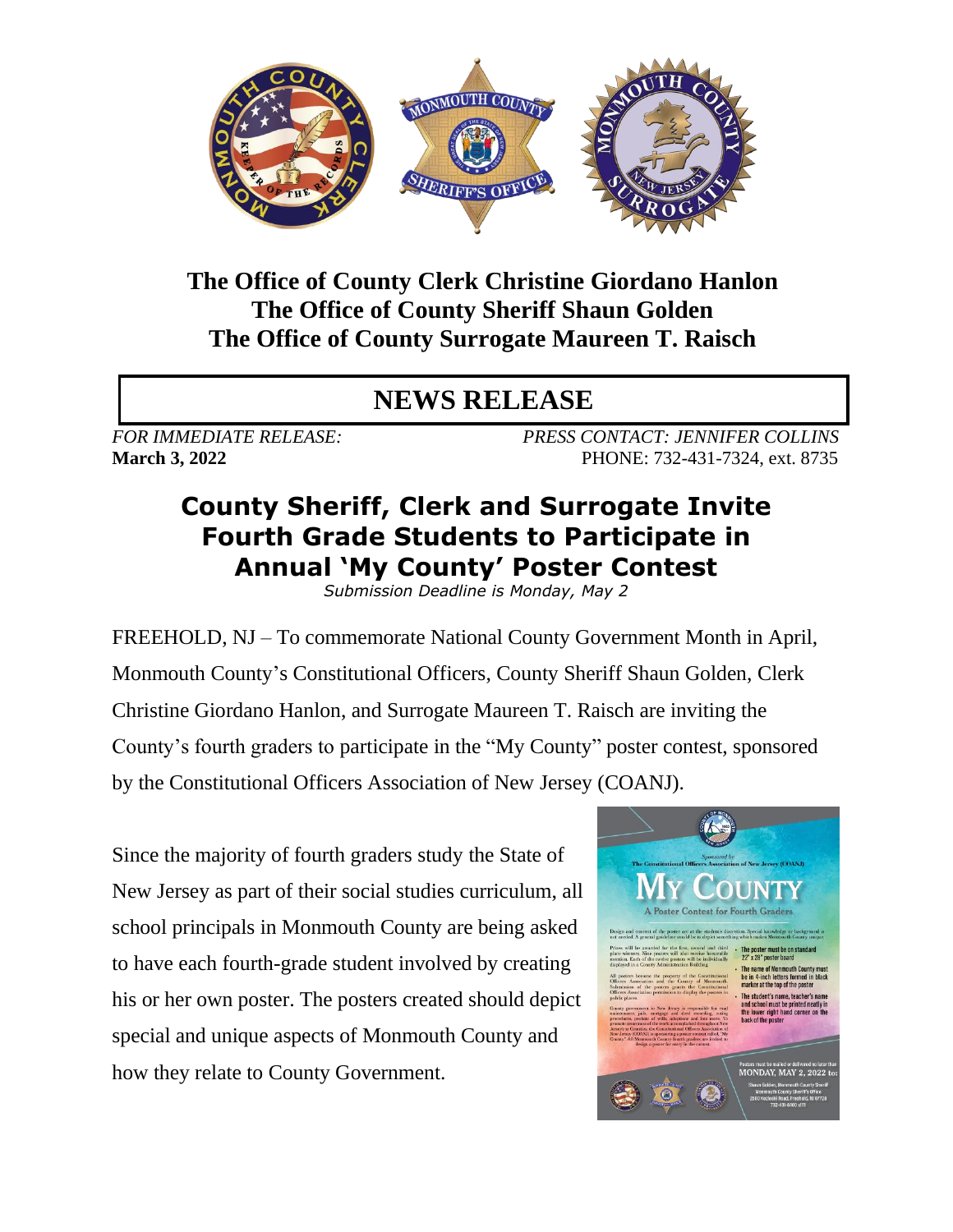**The Office of County Clerk Christine Giordano Hanlon**
**The Office of County Sheriff Shaun Golden**
**The Office of County Surrogate Maureen T. Raisch**

# NEWS RELEASE

*FOR IMMEDIATE RELEASE:* *PRESS CONTACT: JENNIFER COLLINS*
**March 3, 2022** PHONE: 732-431-7324, ext. 8735

## County Sheriff, Clerk and Surrogate Invite Fourth Grade Students to Participate in Annual 'My County' Poster Contest

*Submission Deadline is Monday, May 2*

FREEHOLD, NJ – To commemorate National County Government Month in April, Monmouth County's Constitutional Officers, County Sheriff Shaun Golden, Clerk Christine Giordano Hanlon, and Surrogate Maureen T. Raisch are inviting the County's fourth graders to participate in the "My County" poster contest, sponsored by the Constitutional Officers Association of New Jersey (COANJ).

Since the majority of fourth graders study the State of New Jersey as part of their social studies curriculum, all school principals in Monmouth County are being asked to have each fourth-grade student involved by creating his or her own poster. The posters created should depict special and unique aspects of Monmouth County and how they relate to County Government.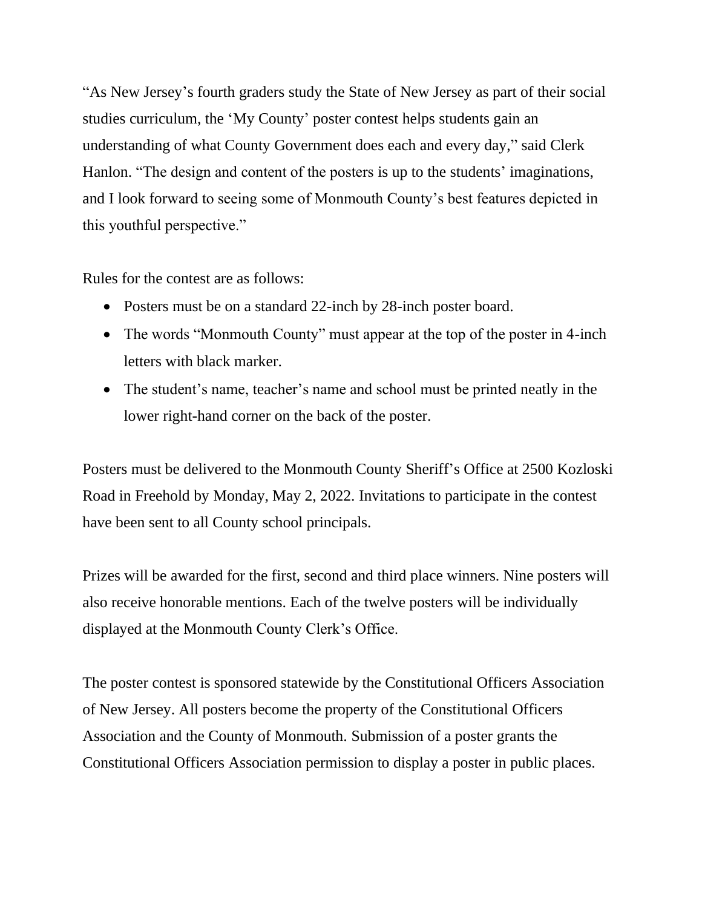"As New Jersey's fourth graders study the State of New Jersey as part of their social studies curriculum, the 'My County' poster contest helps students gain an understanding of what County Government does each and every day," said Clerk Hanlon. "The design and content of the posters is up to the students' imaginations, and I look forward to seeing some of Monmouth County's best features depicted in this youthful perspective."

Rules for the contest are as follows:

- Posters must be on a standard 22-inch by 28-inch poster board.
- The words "Monmouth County" must appear at the top of the poster in 4-inch letters with black marker.
- The student's name, teacher's name and school must be printed neatly in the lower right-hand corner on the back of the poster.

Posters must be delivered to the Monmouth County Sheriff's Office at 2500 Kozloski Road in Freehold by Monday, May 2, 2022. Invitations to participate in the contest have been sent to all County school principals.

Prizes will be awarded for the first, second and third place winners. Nine posters will also receive honorable mentions. Each of the twelve posters will be individually displayed at the Monmouth County Clerk's Office.

The poster contest is sponsored statewide by the Constitutional Officers Association of New Jersey. All posters become the property of the Constitutional Officers Association and the County of Monmouth. Submission of a poster grants the Constitutional Officers Association permission to display a poster in public places.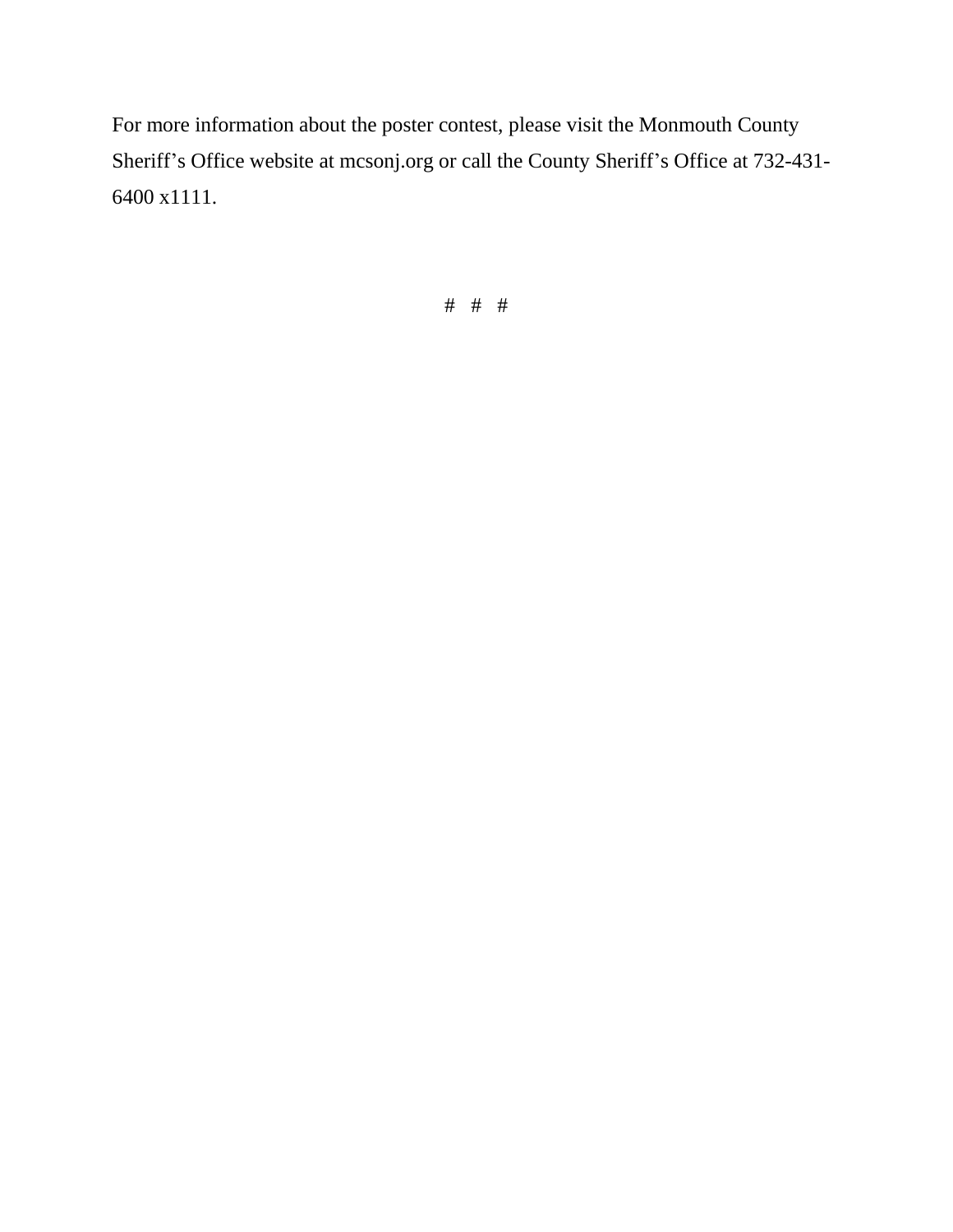For more information about the poster contest, please visit the Monmouth County Sheriff's Office website at mcsonj.org or call the County Sheriff's Office at 732-431-6400 x1111.

# # #